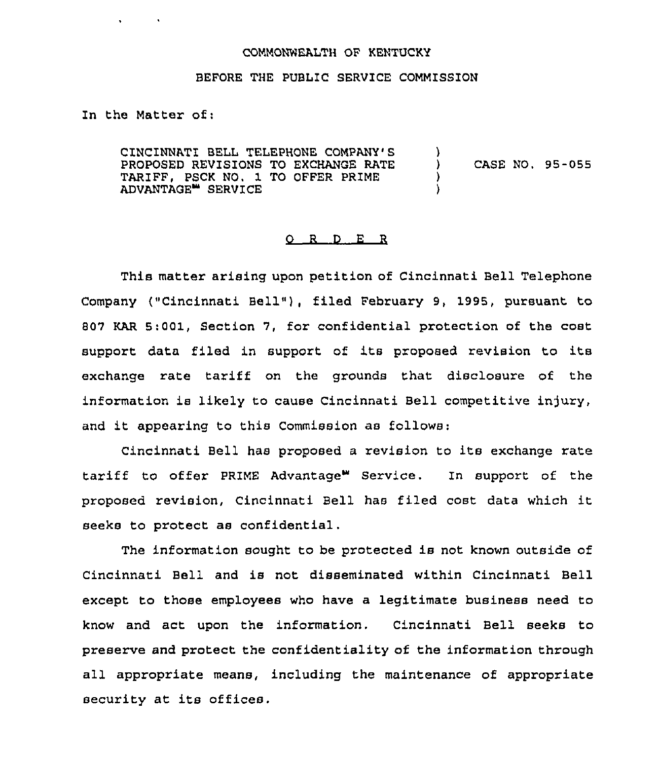COMMONWEALTH OF KENTUCKY

BEFORE THE PUBLIC SERVICE COMMISSION

In the Matter of:

| | | |
|---|---|---|
| CINCINNATI BELL TELEPHONE COMPANY'S PROPOSED REVISIONS TO EXCHANGE RATE TARIFF, PSCK NO. 1 TO OFFER PRIME ADVANTAGE℠ SERVICE | ) ) ) ) | CASE NO. 95-055 |

# O R D E R

This matter arising upon petition of Cincinnati Bell Telephone Company ("Cincinnati Bell"), filed February 9, 1995, pursuant to 807 KAR 5:001, Section 7, for confidential protection of the cost support data filed in support of its proposed revision to its exchange rate tariff on the grounds that disclosure of the information is likely to cause Cincinnati Bell competitive injury, and it appearing to this Commission as follows:

Cincinnati Bell has proposed a revision to its exchange rate tariff to offer PRIME Advantage℠ Service. In support of the proposed revision, Cincinnati Bell has filed cost data which it seeks to protect as confidential.

The information sought to be protected is not known outside of Cincinnati Bell and is not disseminated within Cincinnati Bell except to those employees who have a legitimate business need to know and act upon the information. Cincinnati Bell seeks to preserve and protect the confidentiality of the information through all appropriate means, including the maintenance of appropriate security at its offices.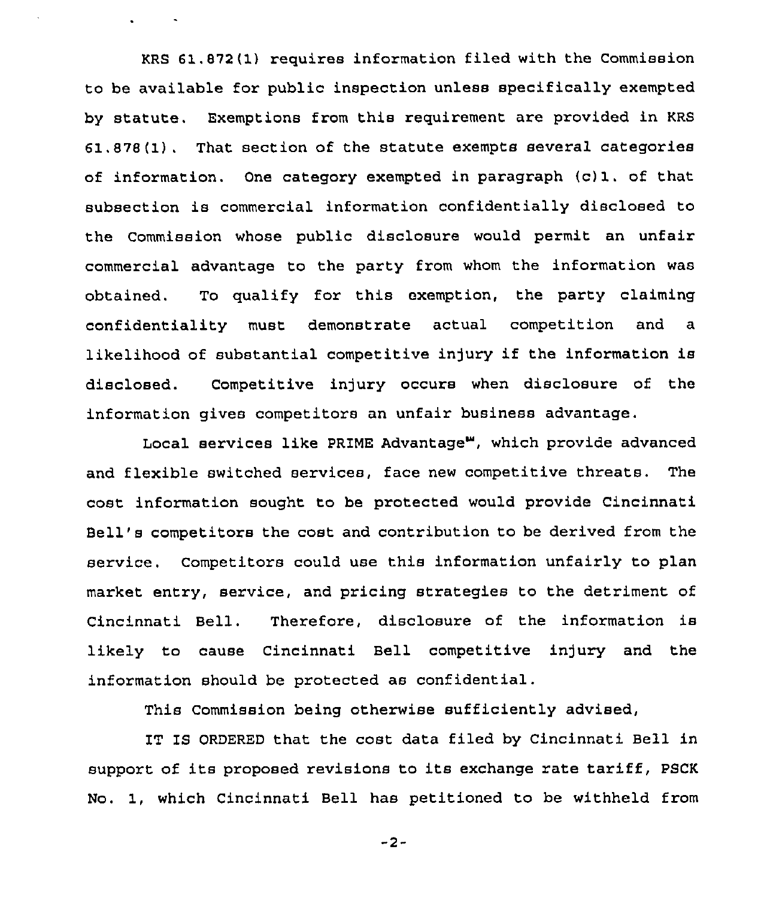KRS 61.872(1) requires information filed with the Commission to be available for public inspection unless specifically exempted by statute. Exemptions from this requirement are provided in KRS 61.878(1). That section of the statute exempts several categories of information. One category exempted in paragraph (c)1. of that subsection is commercial information confidentially disclosed to the Commission whose public disclosure would permit an unfair commercial advantage to the party from whom the information was obtained. To qualify for this exemption, the party claiming confidentiality must demonstrate actual competition and a likelihood of substantial competitive injury if the information is disclosed. Competitive injury occurs when disclosure of the information gives competitors an unfair business advantage.

Local services like PRIME Advantage℠, which provide advanced and flexible switched services, face new competitive threats. The cost information sought to be protected would provide Cincinnati Bell's competitors the cost and contribution to be derived from the service. Competitors could use this information unfairly to plan market entry, service, and pricing strategies to the detriment of Cincinnati Bell. Therefore, disclosure of the information is likely to cause Cincinnati Bell competitive injury and the information should be protected as confidential.

This Commission being otherwise sufficiently advised,

IT IS ORDERED that the cost data filed by Cincinnati Bell in support of its proposed revisions to its exchange rate tariff, PSCK No. 1, which Cincinnati Bell has petitioned to be withheld from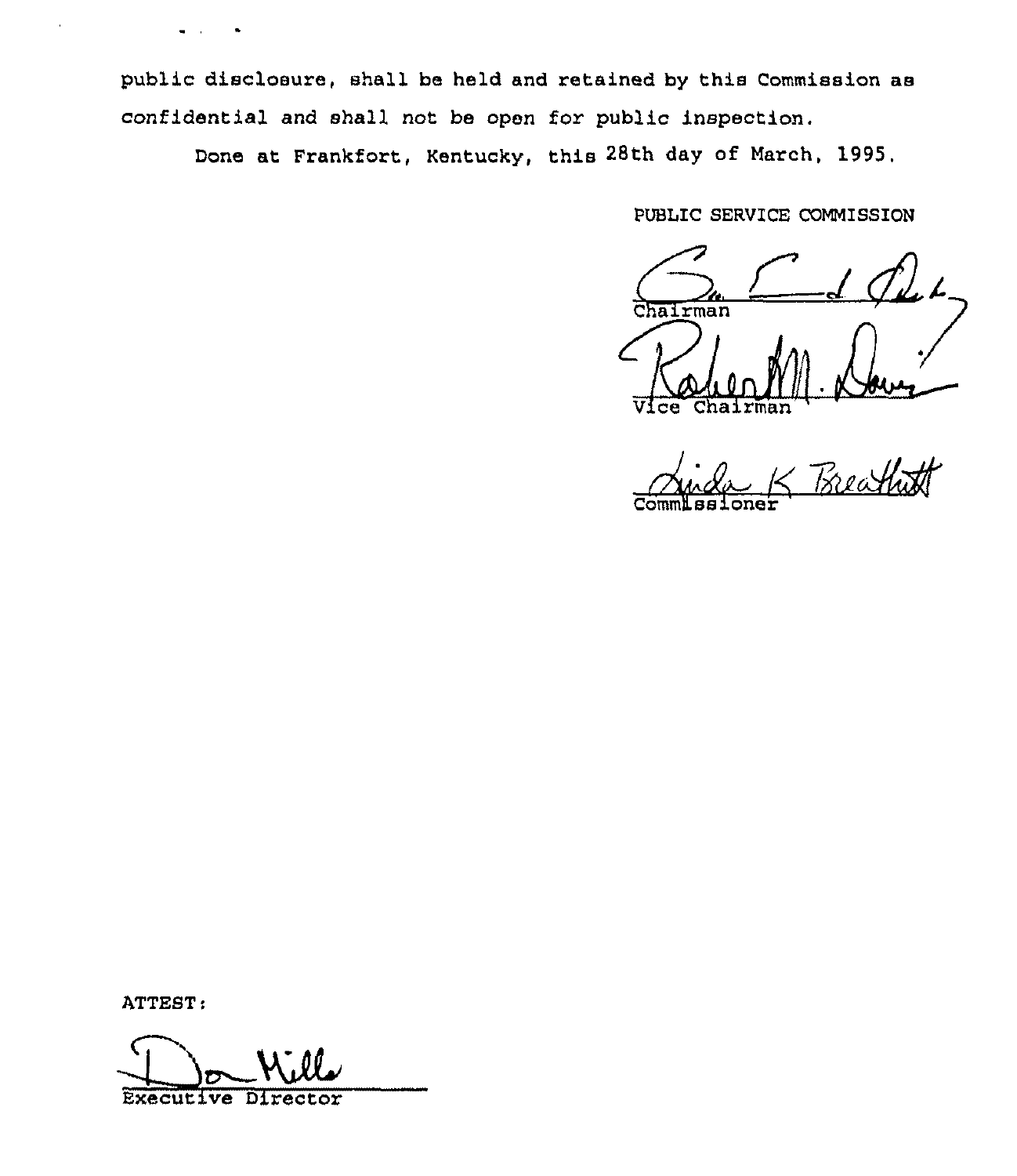public disclosure, shall be held and retained by this Commission as confidential and shall not be open for public inspection.

Done at Frankfort, Kentucky, this 28th day of March, 1995.

PUBLIC SERVICE COMMISSION

Chairman

Vice Chairman

Commissioner

ATTEST:

Executive Director